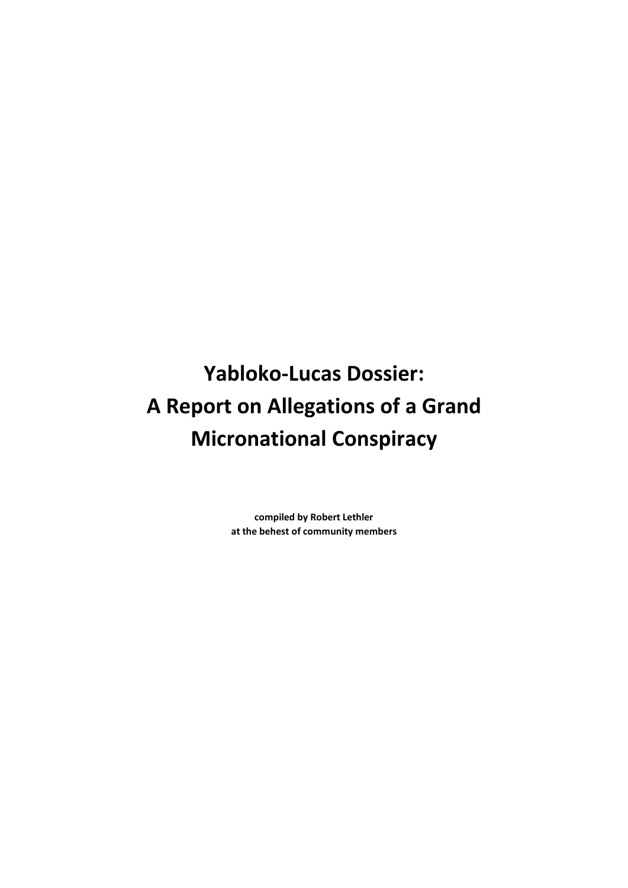# Yabloko-Lucas Dossier:
# A Report on Allegations of a Grand Micronational Conspiracy

**compiled by Robert Lethler**
**at the behest of community members**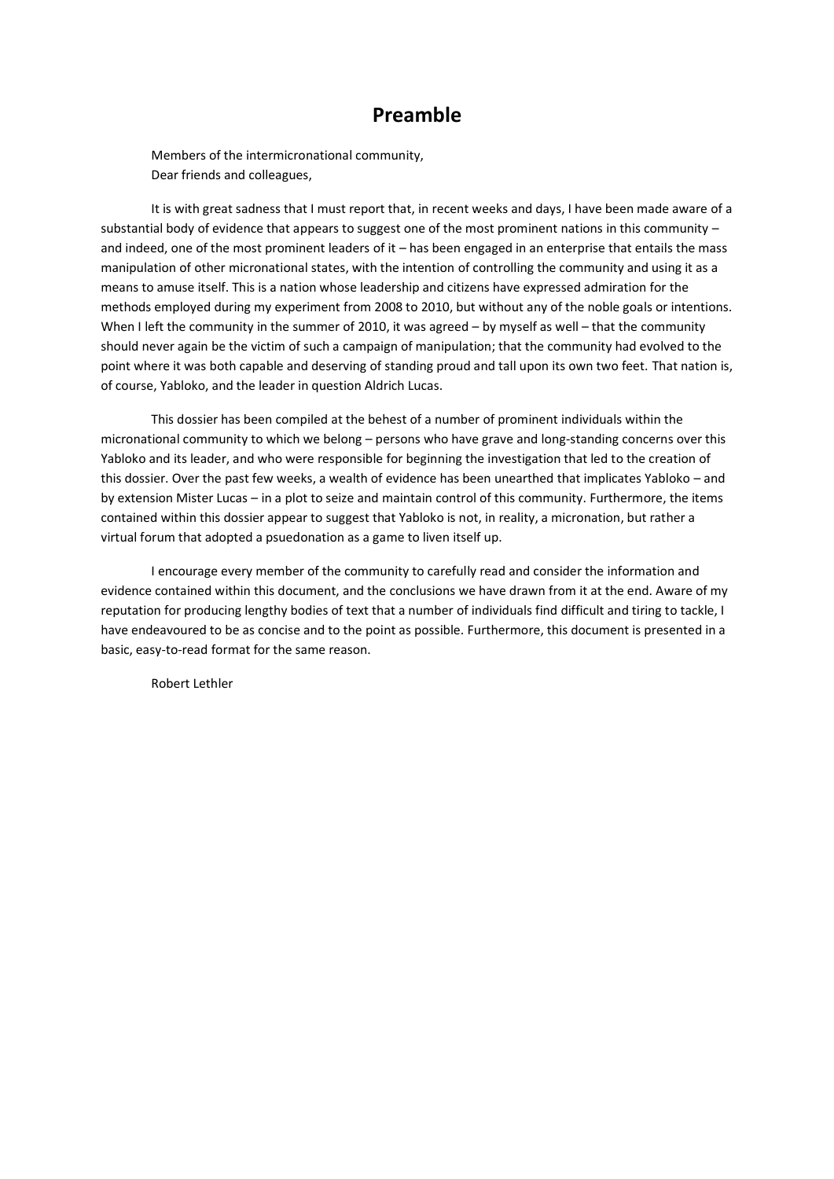# Preamble

Members of the intermicronational community,
Dear friends and colleagues,

It is with great sadness that I must report that, in recent weeks and days, I have been made aware of a substantial body of evidence that appears to suggest one of the most prominent nations in this community – and indeed, one of the most prominent leaders of it – has been engaged in an enterprise that entails the mass manipulation of other micronational states, with the intention of controlling the community and using it as a means to amuse itself. This is a nation whose leadership and citizens have expressed admiration for the methods employed during my experiment from 2008 to 2010, but without any of the noble goals or intentions. When I left the community in the summer of 2010, it was agreed – by myself as well – that the community should never again be the victim of such a campaign of manipulation; that the community had evolved to the point where it was both capable and deserving of standing proud and tall upon its own two feet. That nation is, of course, Yabloko, and the leader in question Aldrich Lucas.

This dossier has been compiled at the behest of a number of prominent individuals within the micronational community to which we belong – persons who have grave and long-standing concerns over this Yabloko and its leader, and who were responsible for beginning the investigation that led to the creation of this dossier. Over the past few weeks, a wealth of evidence has been unearthed that implicates Yabloko – and by extension Mister Lucas – in a plot to seize and maintain control of this community. Furthermore, the items contained within this dossier appear to suggest that Yabloko is not, in reality, a micronation, but rather a virtual forum that adopted a psuedonation as a game to liven itself up.

I encourage every member of the community to carefully read and consider the information and evidence contained within this document, and the conclusions we have drawn from it at the end. Aware of my reputation for producing lengthy bodies of text that a number of individuals find difficult and tiring to tackle, I have endeavoured to be as concise and to the point as possible. Furthermore, this document is presented in a basic, easy-to-read format for the same reason.

Robert Lethler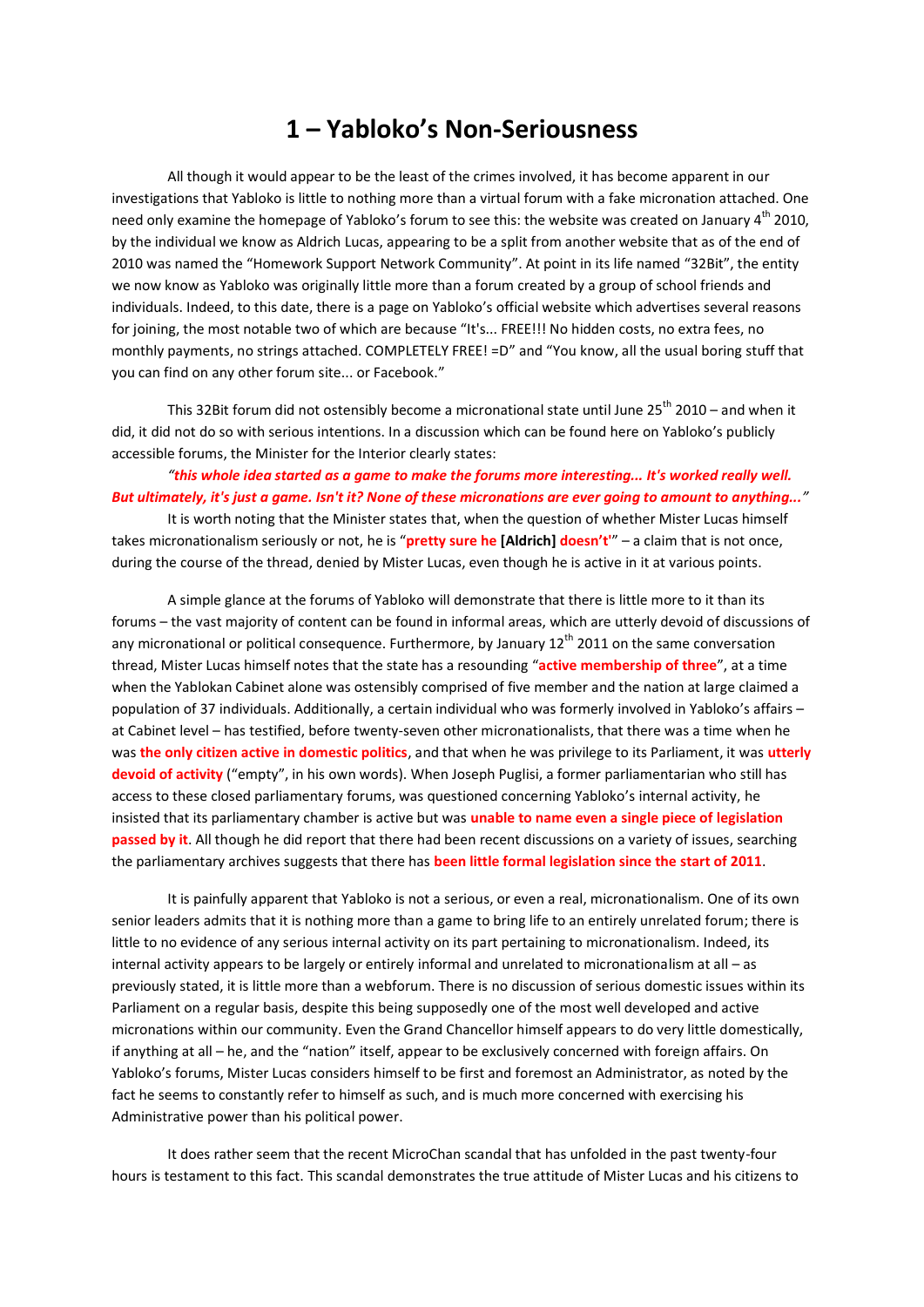# 1 – Yabloko's Non-Seriousness

All though it would appear to be the least of the crimes involved, it has become apparent in our investigations that Yabloko is little to nothing more than a virtual forum with a fake micronation attached. One need only examine the homepage of Yabloko's forum to see this: the website was created on January 4th 2010, by the individual we know as Aldrich Lucas, appearing to be a split from another website that as of the end of 2010 was named the "Homework Support Network Community". At point in its life named "32Bit", the entity we now know as Yabloko was originally little more than a forum created by a group of school friends and individuals. Indeed, to this date, there is a page on Yabloko's official website which advertises several reasons for joining, the most notable two of which are because "It's... FREE!!! No hidden costs, no extra fees, no monthly payments, no strings attached. COMPLETELY FREE! =D" and "You know, all the usual boring stuff that you can find on any other forum site... or Facebook."

This 32Bit forum did not ostensibly become a micronational state until June 25th 2010 – and when it did, it did not do so with serious intentions. In a discussion which can be found here on Yabloko's publicly accessible forums, the Minister for the Interior clearly states:

***"this whole idea started as a game to make the forums more interesting... It's worked really well. But ultimately, it's just a game. Isn't it? None of these micronations are ever going to amount to anything..."***

It is worth noting that the Minister states that, when the question of whether Mister Lucas himself takes micronationalism seriously or not, he is "**pretty sure he [Aldrich] doesn't'**" – a claim that is not once, during the course of the thread, denied by Mister Lucas, even though he is active in it at various points.

A simple glance at the forums of Yabloko will demonstrate that there is little more to it than its forums – the vast majority of content can be found in informal areas, which are utterly devoid of discussions of any micronational or political consequence. Furthermore, by January 12th 2011 on the same conversation thread, Mister Lucas himself notes that the state has a resounding "**active membership of three**", at a time when the Yablokan Cabinet alone was ostensibly comprised of five member and the nation at large claimed a population of 37 individuals. Additionally, a certain individual who was formerly involved in Yabloko's affairs – at Cabinet level – has testified, before twenty-seven other micronationalists, that there was a time when he was **the only citizen active in domestic politics**, and that when he was privilege to its Parliament, it was **utterly devoid of activity** ("empty", in his own words). When Joseph Puglisi, a former parliamentarian who still has access to these closed parliamentary forums, was questioned concerning Yabloko's internal activity, he insisted that its parliamentary chamber is active but was **unable to name even a single piece of legislation passed by it**. All though he did report that there had been recent discussions on a variety of issues, searching the parliamentary archives suggests that there has **been little formal legislation since the start of 2011**.

It is painfully apparent that Yabloko is not a serious, or even a real, micronationalism. One of its own senior leaders admits that it is nothing more than a game to bring life to an entirely unrelated forum; there is little to no evidence of any serious internal activity on its part pertaining to micronationalism. Indeed, its internal activity appears to be largely or entirely informal and unrelated to micronationalism at all – as previously stated, it is little more than a webforum. There is no discussion of serious domestic issues within its Parliament on a regular basis, despite this being supposedly one of the most well developed and active micronations within our community. Even the Grand Chancellor himself appears to do very little domestically, if anything at all – he, and the "nation" itself, appear to be exclusively concerned with foreign affairs. On Yabloko's forums, Mister Lucas considers himself to be first and foremost an Administrator, as noted by the fact he seems to constantly refer to himself as such, and is much more concerned with exercising his Administrative power than his political power.

It does rather seem that the recent MicroChan scandal that has unfolded in the past twenty-four hours is testament to this fact. This scandal demonstrates the true attitude of Mister Lucas and his citizens to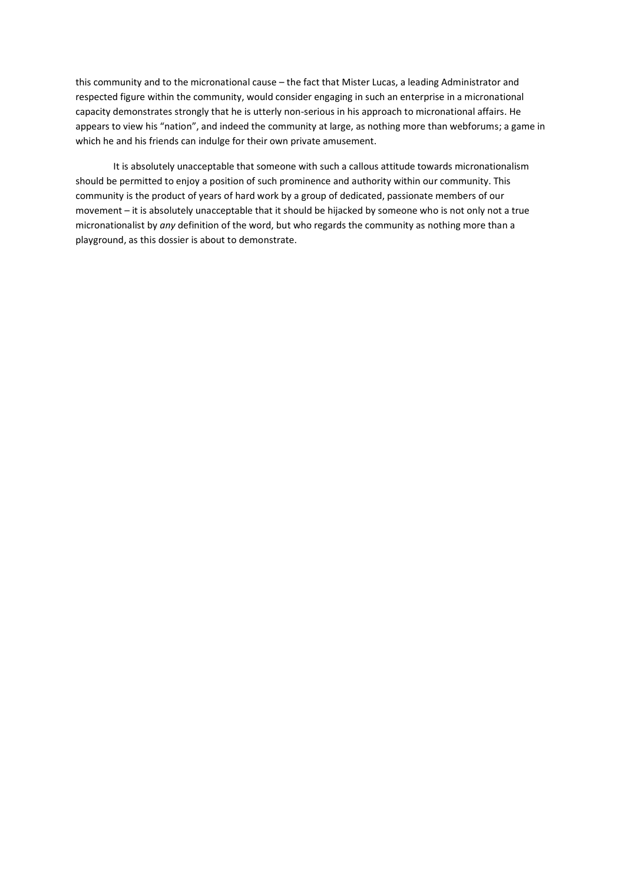this community and to the micronational cause – the fact that Mister Lucas, a leading Administrator and respected figure within the community, would consider engaging in such an enterprise in a micronational capacity demonstrates strongly that he is utterly non-serious in his approach to micronational affairs. He appears to view his "nation", and indeed the community at large, as nothing more than webforums; a game in which he and his friends can indulge for their own private amusement.

It is absolutely unacceptable that someone with such a callous attitude towards micronationalism should be permitted to enjoy a position of such prominence and authority within our community. This community is the product of years of hard work by a group of dedicated, passionate members of our movement – it is absolutely unacceptable that it should be hijacked by someone who is not only not a true micronationalist by *any* definition of the word, but who regards the community as nothing more than a playground, as this dossier is about to demonstrate.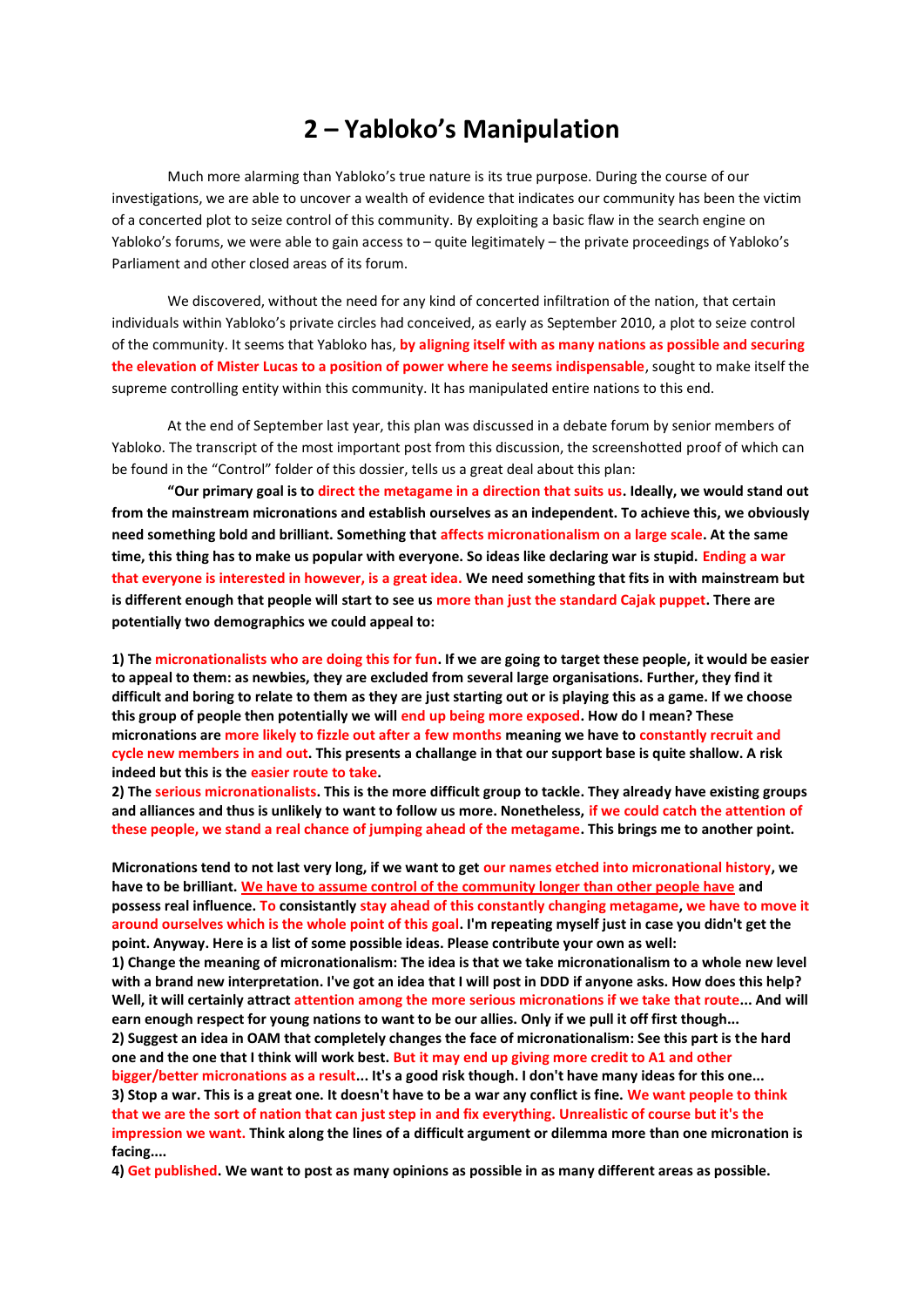# 2 – Yabloko's Manipulation

Much more alarming than Yabloko's true nature is its true purpose. During the course of our investigations, we are able to uncover a wealth of evidence that indicates our community has been the victim of a concerted plot to seize control of this community. By exploiting a basic flaw in the search engine on Yabloko's forums, we were able to gain access to – quite legitimately – the private proceedings of Yabloko's Parliament and other closed areas of its forum.

We discovered, without the need for any kind of concerted infiltration of the nation, that certain individuals within Yabloko's private circles had conceived, as early as September 2010, a plot to seize control of the community. It seems that Yabloko has, by aligning itself with as many nations as possible and securing the elevation of Mister Lucas to a position of power where he seems indispensable, sought to make itself the supreme controlling entity within this community. It has manipulated entire nations to this end.

At the end of September last year, this plan was discussed in a debate forum by senior members of Yabloko. The transcript of the most important post from this discussion, the screenshotted proof of which can be found in the "Control" folder of this dossier, tells us a great deal about this plan:

**"Our primary goal is to direct the metagame in a direction that suits us. Ideally, we would stand out from the mainstream micronations and establish ourselves as an independent. To achieve this, we obviously need something bold and brilliant. Something that affects micronationalism on a large scale. At the same time, this thing has to make us popular with everyone. So ideas like declaring war is stupid. Ending a war that everyone is interested in however, is a great idea. We need something that fits in with mainstream but is different enough that people will start to see us more than just the standard Cajak puppet. There are potentially two demographics we could appeal to:**

**1) The micronationalists who are doing this for fun. If we are going to target these people, it would be easier to appeal to them: as newbies, they are excluded from several large organisations. Further, they find it difficult and boring to relate to them as they are just starting out or is playing this as a game. If we choose this group of people then potentially we will end up being more exposed. How do I mean? These micronations are more likely to fizzle out after a few months meaning we have to constantly recruit and cycle new members in and out. This presents a challange in that our support base is quite shallow. A risk indeed but this is the easier route to take.**
**2) The serious micronationalists. This is the more difficult group to tackle. They already have existing groups and alliances and thus is unlikely to want to follow us more. Nonetheless, if we could catch the attention of these people, we stand a real chance of jumping ahead of the metagame. This brings me to another point.**

**Micronations tend to not last very long, if we want to get our names etched into micronational history, we have to be brilliant. <u>We have to assume control of the community longer than other people have</u> and possess real influence. To consistantly stay ahead of this constantly changing metagame, we have to move it around ourselves which is the whole point of this goal. I'm repeating myself just in case you didn't get the point. Anyway. Here is a list of some possible ideas. Please contribute your own as well:**
**1) Change the meaning of micronationalism: The idea is that we take micronationalism to a whole new level with a brand new interpretation. I've got an idea that I will post in DDD if anyone asks. How does this help? Well, it will certainly attract attention among the more serious micronations if we take that route... And will earn enough respect for young nations to want to be our allies. Only if we pull it off first though...**
**2) Suggest an idea in OAM that completely changes the face of micronationalism: See this part is the hard one and the one that I think will work best. But it may end up giving more credit to A1 and other bigger/better micronations as a result... It's a good risk though. I don't have many ideas for this one...**
**3) Stop a war. This is a great one. It doesn't have to be a war any conflict is fine. We want people to think that we are the sort of nation that can just step in and fix everything. Unrealistic of course but it's the impression we want. Think along the lines of a difficult argument or dilemma more than one micronation is facing....**
**4) Get published. We want to post as many opinions as possible in as many different areas as possible.**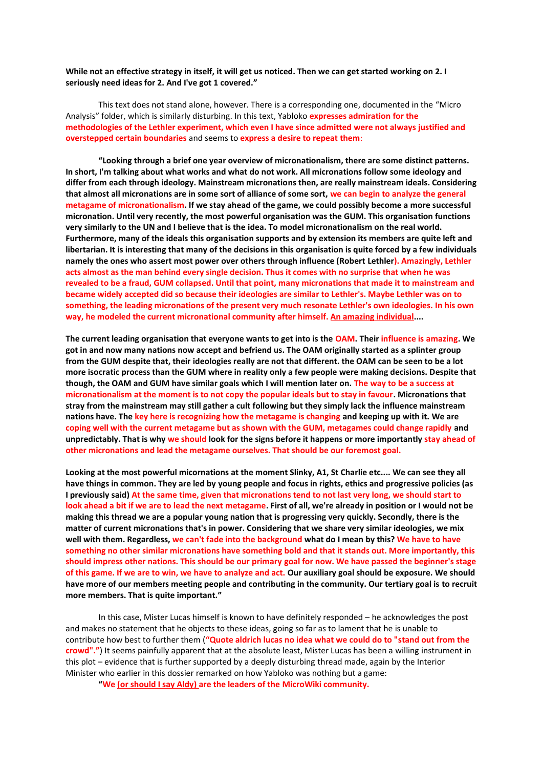**While not an effective strategy in itself, it will get us noticed. Then we can get started working on 2. I seriously need ideas for 2. And I've got 1 covered."**

This text does not stand alone, however. There is a corresponding one, documented in the "Micro Analysis" folder, which is similarly disturbing. In this text, Yabloko **expresses admiration for the methodologies of the Lethler experiment, which even I have since admitted were not always justified and overstepped certain boundaries** and seems to **express a desire to repeat them**:

**"Looking through a brief one year overview of micronationalism, there are some distinct patterns. In short, I'm talking about what works and what do not work. All micronations follow some ideology and differ from each through ideology. Mainstream micronations then, are really mainstream ideals. Considering that almost all micronations are in some sort of alliance of some sort, we can begin to analyze the general metagame of micronationalism. If we stay ahead of the game, we could possibly become a more successful micronation. Until very recently, the most powerful organisation was the GUM. This organisation functions very similarly to the UN and I believe that is the idea. To model micronationalism on the real world. Furthermore, many of the ideals this organisation supports and by extension its members are quite left and libertarian. It is interesting that many of the decisions in this organisation is quite forced by a few individuals namely the ones who assert most power over others through influence (Robert Lethler). Amazingly, Lethler acts almost as the man behind every single decision. Thus it comes with no surprise that when he was revealed to be a fraud, GUM collapsed. Until that point, many micronations that made it to mainstream and became widely accepted did so because their ideologies are similar to Lethler's. Maybe Lethler was on to something, the leading micronations of the present very much resonate Lethler's own ideologies. In his own way, he modeled the current micronational community after himself. An amazing individual....**

**The current leading organisation that everyone wants to get into is the OAM. Their influence is amazing. We got in and now many nations now accept and befriend us. The OAM originally started as a splinter group from the GUM despite that, their ideologies really are not that different. the OAM can be seen to be a lot more isocratic process than the GUM where in reality only a few people were making decisions. Despite that though, the OAM and GUM have similar goals which I will mention later on. The way to be a success at micronationalism at the moment is to not copy the popular ideals but to stay in favour. Micronations that stray from the mainstream may still gather a cult following but they simply lack the influence mainstream nations have. The key here is recognizing how the metagame is changing and keeping up with it. We are coping well with the current metagame but as shown with the GUM, metagames could change rapidly and unpredictably. That is why we should look for the signs before it happens or more importantly stay ahead of other micronations and lead the metagame ourselves. That should be our foremost goal.**

**Looking at the most powerful micornations at the moment Slinky, A1, St Charlie etc.... We can see they all have things in common. They are led by young people and focus in rights, ethics and progressive policies (as I previously said) At the same time, given that micronations tend to not last very long, we should start to look ahead a bit if we are to lead the next metagame. First of all, we're already in position or I would not be making this thread we are a popular young nation that is progressing very quickly. Secondly, there is the matter of current micronations that's in power. Considering that we share very similar ideologies, we mix well with them. Regardless, we can't fade into the background what do I mean by this? We have to have something no other similar micronations have something bold and that it stands out. More importantly, this should impress other nations. This should be our primary goal for now. We have passed the beginner's stage of this game. If we are to win, we have to analyze and act. Our auxiliary goal should be exposure. We should have more of our members meeting people and contributing in the community. Our tertiary goal is to recruit more members. That is quite important."**

In this case, Mister Lucas himself is known to have definitely responded – he acknowledges the post and makes no statement that he objects to these ideas, going so far as to lament that he is unable to contribute how best to further them (**"Quote aldrich lucas no idea what we could do to "stand out from the crowd"."**) It seems painfully apparent that at the absolute least, Mister Lucas has been a willing instrument in this plot – evidence that is further supported by a deeply disturbing thread made, again by the Interior Minister who earlier in this dossier remarked on how Yabloko was nothing but a game:

**"We (or should I say Aldy) are the leaders of the MicroWiki community.**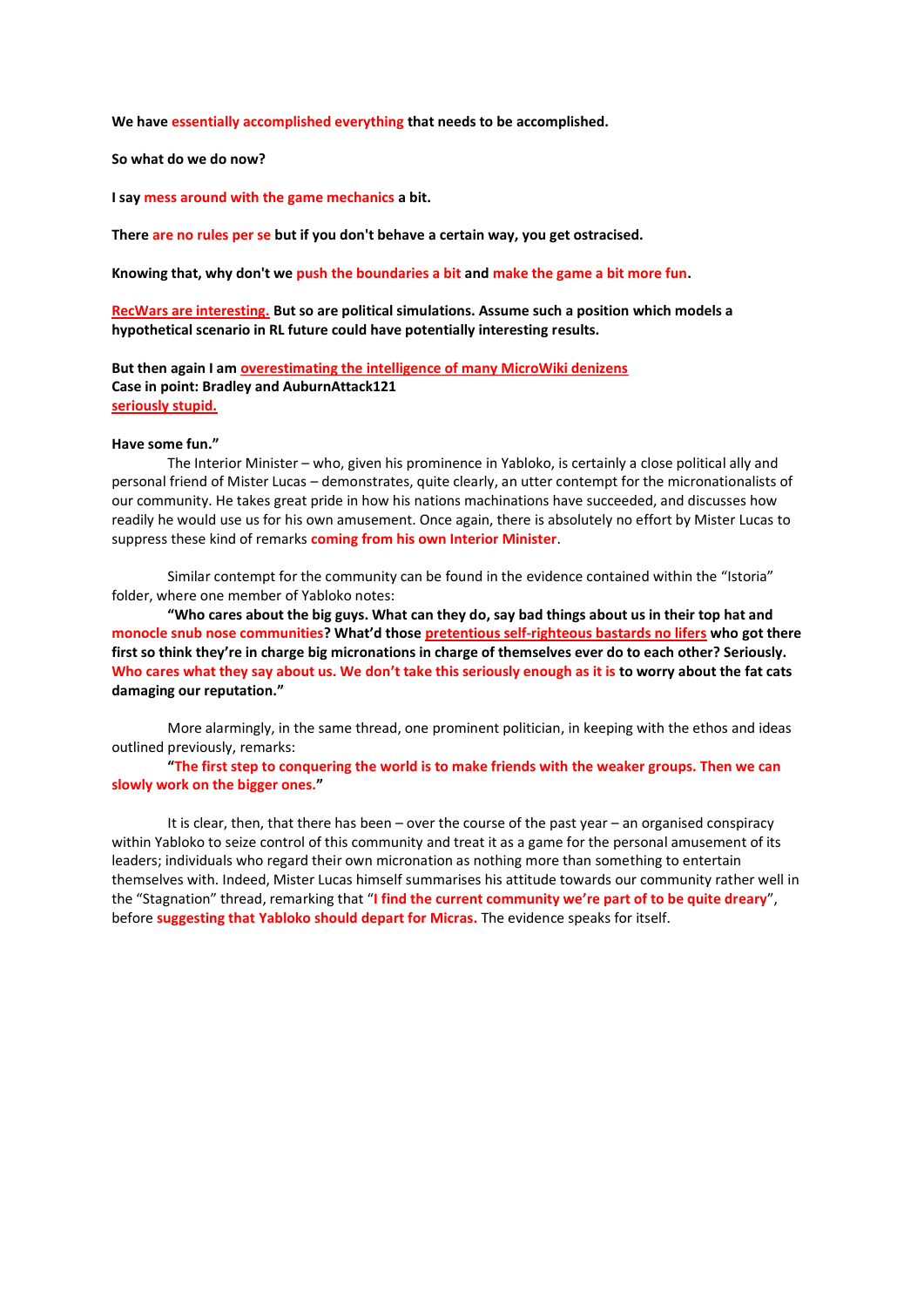**We have essentially accomplished everything that needs to be accomplished.**

**So what do we do now?**

**I say mess around with the game mechanics a bit.**

**There are no rules per se but if you don't behave a certain way, you get ostracised.**

**Knowing that, why don't we push the boundaries a bit and make the game a bit more fun.**

**RecWars are interesting. But so are political simulations. Assume such a position which models a hypothetical scenario in RL future could have potentially interesting results.**

**But then again I am overestimating the intelligence of many MicroWiki denizens**
**Case in point: Bradley and AuburnAttack121**
**seriously stupid.**

**Have some fun."**

The Interior Minister – who, given his prominence in Yabloko, is certainly a close political ally and personal friend of Mister Lucas – demonstrates, quite clearly, an utter contempt for the micronationalists of our community. He takes great pride in how his nations machinations have succeeded, and discusses how readily he would use us for his own amusement. Once again, there is absolutely no effort by Mister Lucas to suppress these kind of remarks **coming from his own Interior Minister**.

Similar contempt for the community can be found in the evidence contained within the "Istoria" folder, where one member of Yabloko notes:

**"Who cares about the big guys. What can they do, say bad things about us in their top hat and monocle snub nose communities? What'd those pretentious self-righteous bastards no lifers who got there first so think they're in charge big micronations in charge of themselves ever do to each other? Seriously. Who cares what they say about us. We don't take this seriously enough as it is to worry about the fat cats damaging our reputation."**

More alarmingly, in the same thread, one prominent politician, in keeping with the ethos and ideas outlined previously, remarks:

**"The first step to conquering the world is to make friends with the weaker groups. Then we can slowly work on the bigger ones."**

It is clear, then, that there has been – over the course of the past year – an organised conspiracy within Yabloko to seize control of this community and treat it as a game for the personal amusement of its leaders; individuals who regard their own micronation as nothing more than something to entertain themselves with. Indeed, Mister Lucas himself summarises his attitude towards our community rather well in the "Stagnation" thread, remarking that "**I find the current community we're part of to be quite dreary**", before **suggesting that Yabloko should depart for Micras.** The evidence speaks for itself.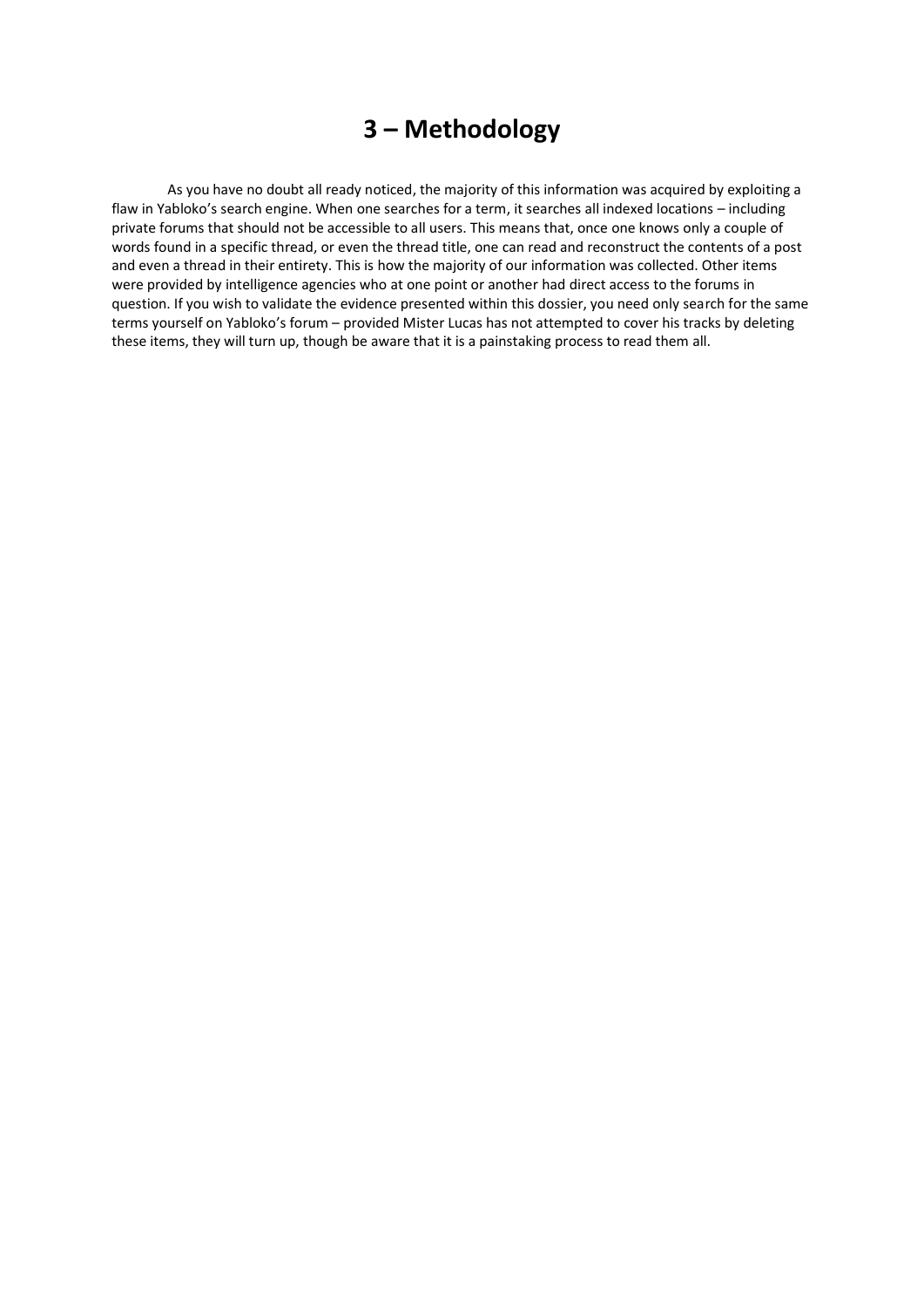# 3 – Methodology

As you have no doubt all ready noticed, the majority of this information was acquired by exploiting a flaw in Yabloko's search engine. When one searches for a term, it searches all indexed locations – including private forums that should not be accessible to all users. This means that, once one knows only a couple of words found in a specific thread, or even the thread title, one can read and reconstruct the contents of a post and even a thread in their entirety. This is how the majority of our information was collected. Other items were provided by intelligence agencies who at one point or another had direct access to the forums in question. If you wish to validate the evidence presented within this dossier, you need only search for the same terms yourself on Yabloko's forum – provided Mister Lucas has not attempted to cover his tracks by deleting these items, they will turn up, though be aware that it is a painstaking process to read them all.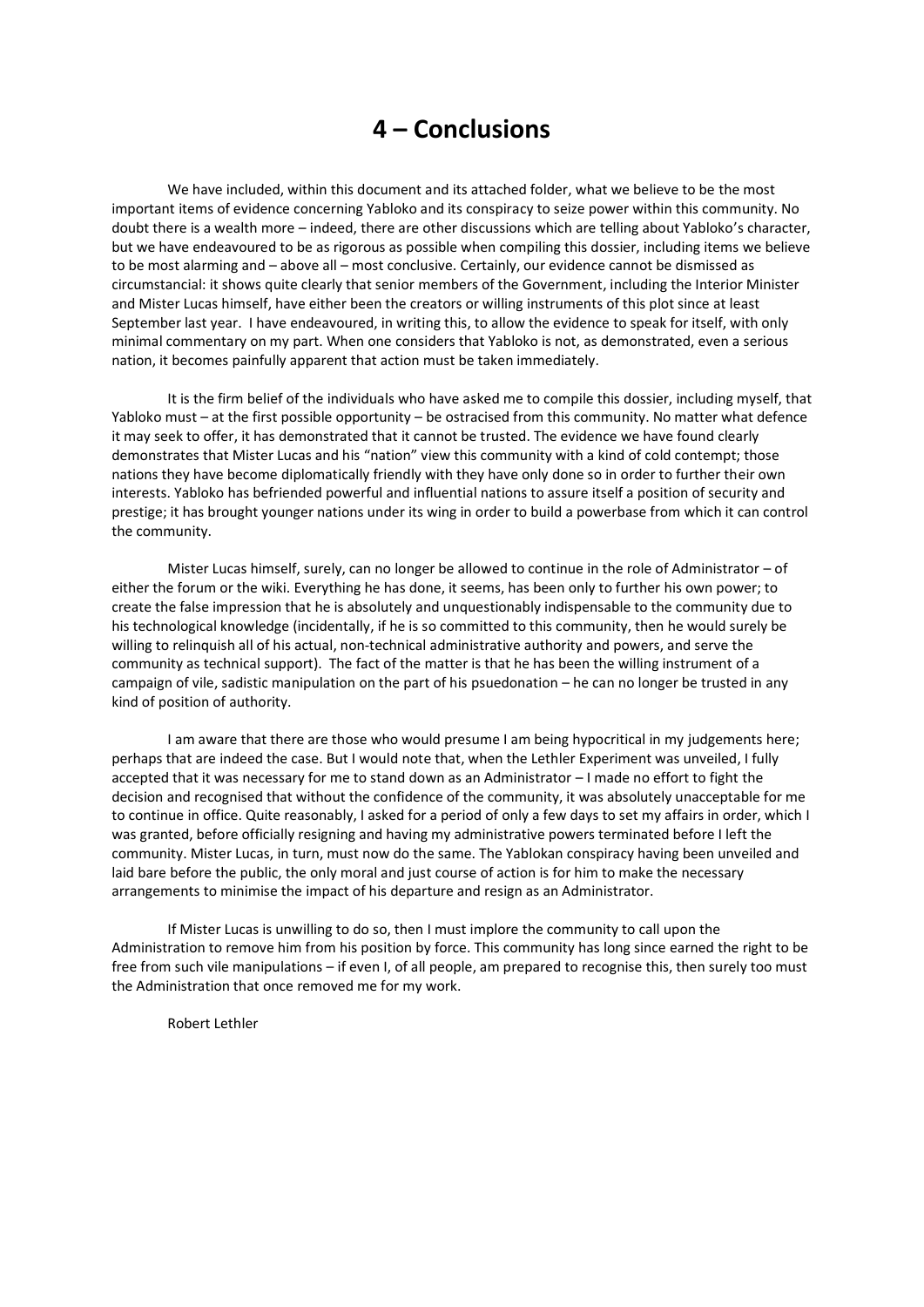# 4 – Conclusions

We have included, within this document and its attached folder, what we believe to be the most important items of evidence concerning Yabloko and its conspiracy to seize power within this community. No doubt there is a wealth more – indeed, there are other discussions which are telling about Yabloko's character, but we have endeavoured to be as rigorous as possible when compiling this dossier, including items we believe to be most alarming and – above all – most conclusive. Certainly, our evidence cannot be dismissed as circumstancial: it shows quite clearly that senior members of the Government, including the Interior Minister and Mister Lucas himself, have either been the creators or willing instruments of this plot since at least September last year. I have endeavoured, in writing this, to allow the evidence to speak for itself, with only minimal commentary on my part. When one considers that Yabloko is not, as demonstrated, even a serious nation, it becomes painfully apparent that action must be taken immediately.

It is the firm belief of the individuals who have asked me to compile this dossier, including myself, that Yabloko must – at the first possible opportunity – be ostracised from this community. No matter what defence it may seek to offer, it has demonstrated that it cannot be trusted. The evidence we have found clearly demonstrates that Mister Lucas and his "nation" view this community with a kind of cold contempt; those nations they have become diplomatically friendly with they have only done so in order to further their own interests. Yabloko has befriended powerful and influential nations to assure itself a position of security and prestige; it has brought younger nations under its wing in order to build a powerbase from which it can control the community.

Mister Lucas himself, surely, can no longer be allowed to continue in the role of Administrator – of either the forum or the wiki. Everything he has done, it seems, has been only to further his own power; to create the false impression that he is absolutely and unquestionably indispensable to the community due to his technological knowledge (incidentally, if he is so committed to this community, then he would surely be willing to relinquish all of his actual, non-technical administrative authority and powers, and serve the community as technical support). The fact of the matter is that he has been the willing instrument of a campaign of vile, sadistic manipulation on the part of his psuedonation – he can no longer be trusted in any kind of position of authority.

I am aware that there are those who would presume I am being hypocritical in my judgements here; perhaps that are indeed the case. But I would note that, when the Lethler Experiment was unveiled, I fully accepted that it was necessary for me to stand down as an Administrator – I made no effort to fight the decision and recognised that without the confidence of the community, it was absolutely unacceptable for me to continue in office. Quite reasonably, I asked for a period of only a few days to set my affairs in order, which I was granted, before officially resigning and having my administrative powers terminated before I left the community. Mister Lucas, in turn, must now do the same. The Yablokan conspiracy having been unveiled and laid bare before the public, the only moral and just course of action is for him to make the necessary arrangements to minimise the impact of his departure and resign as an Administrator.

If Mister Lucas is unwilling to do so, then I must implore the community to call upon the Administration to remove him from his position by force. This community has long since earned the right to be free from such vile manipulations – if even I, of all people, am prepared to recognise this, then surely too must the Administration that once removed me for my work.

Robert Lethler